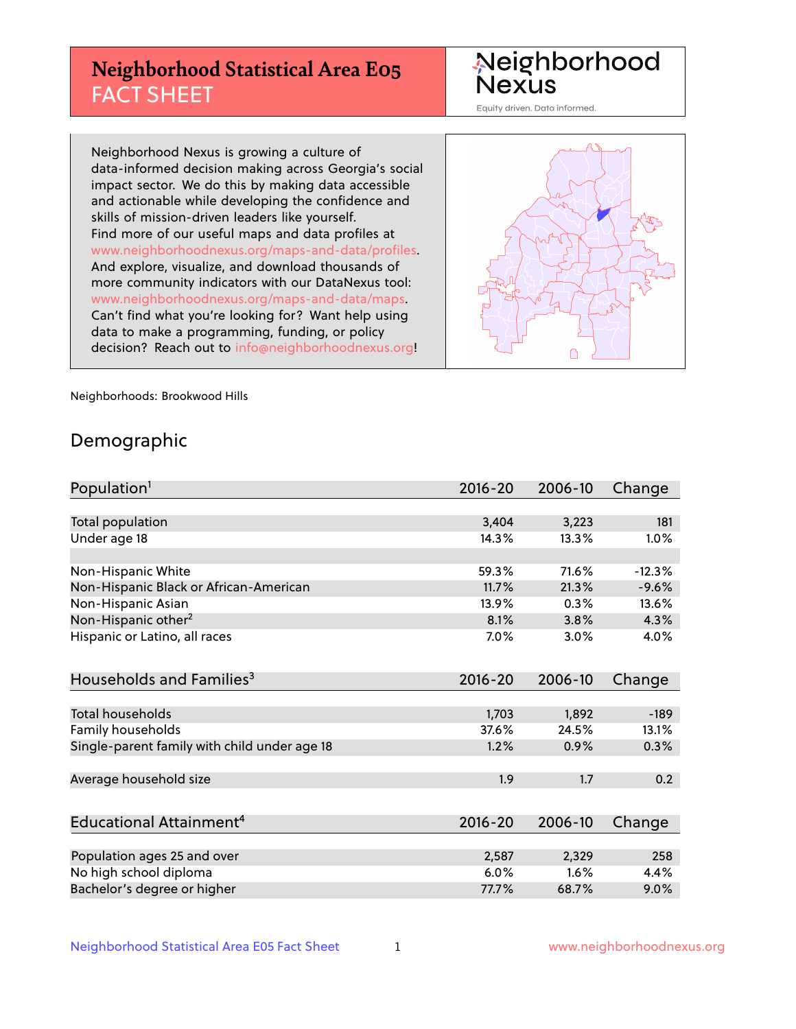# Neighborhood Statistical Area E05 FACT SHEET

Neighborhood Nexus

Equity driven. Data informed.

Neighborhood Nexus is growing a culture of data-informed decision making across Georgia's social impact sector. We do this by making data accessible and actionable while developing the confidence and skills of mission-driven leaders like yourself. Find more of our useful maps and data profiles at www.neighborhoodnexus.org/maps-and-data/profiles. And explore, visualize, and download thousands of more community indicators with our DataNexus tool: www.neighborhoodnexus.org/maps-and-data/maps. Can't find what you're looking for? Want help using data to make a programming, funding, or policy decision? Reach out to info@neighborhoodnexus.org!

Neighborhoods: Brookwood Hills

## Demographic

| Population[1] | 2016-20 | 2006-10 | Change |
|---|---|---|---|
| Total population | 3,404 | 3,223 | 181 |
| Under age 18 | 14.3% | 13.3% | 1.0% |
| | | | |
| Non-Hispanic White | 59.3% | 71.6% | -12.3% |
| Non-Hispanic Black or African-American | 11.7% | 21.3% | -9.6% |
| Non-Hispanic Asian | 13.9% | 0.3% | 13.6% |
| Non-Hispanic other[2] | 8.1% | 3.8% | 4.3% |
| Hispanic or Latino, all races | 7.0% | 3.0% | 4.0% |

| Households and Families[3] | 2016-20 | 2006-10 | Change |
|---|---|---|---|
| Total households | 1,703 | 1,892 | -189 |
| Family households | 37.6% | 24.5% | 13.1% |
| Single-parent family with child under age 18 | 1.2% | 0.9% | 0.3% |
| | | | |
| Average household size | 1.9 | 1.7 | 0.2 |

| Educational Attainment[4] | 2016-20 | 2006-10 | Change |
|---|---|---|---|
| Population ages 25 and over | 2,587 | 2,329 | 258 |
| No high school diploma | 6.0% | 1.6% | 4.4% |
| Bachelor's degree or higher | 77.7% | 68.7% | 9.0% |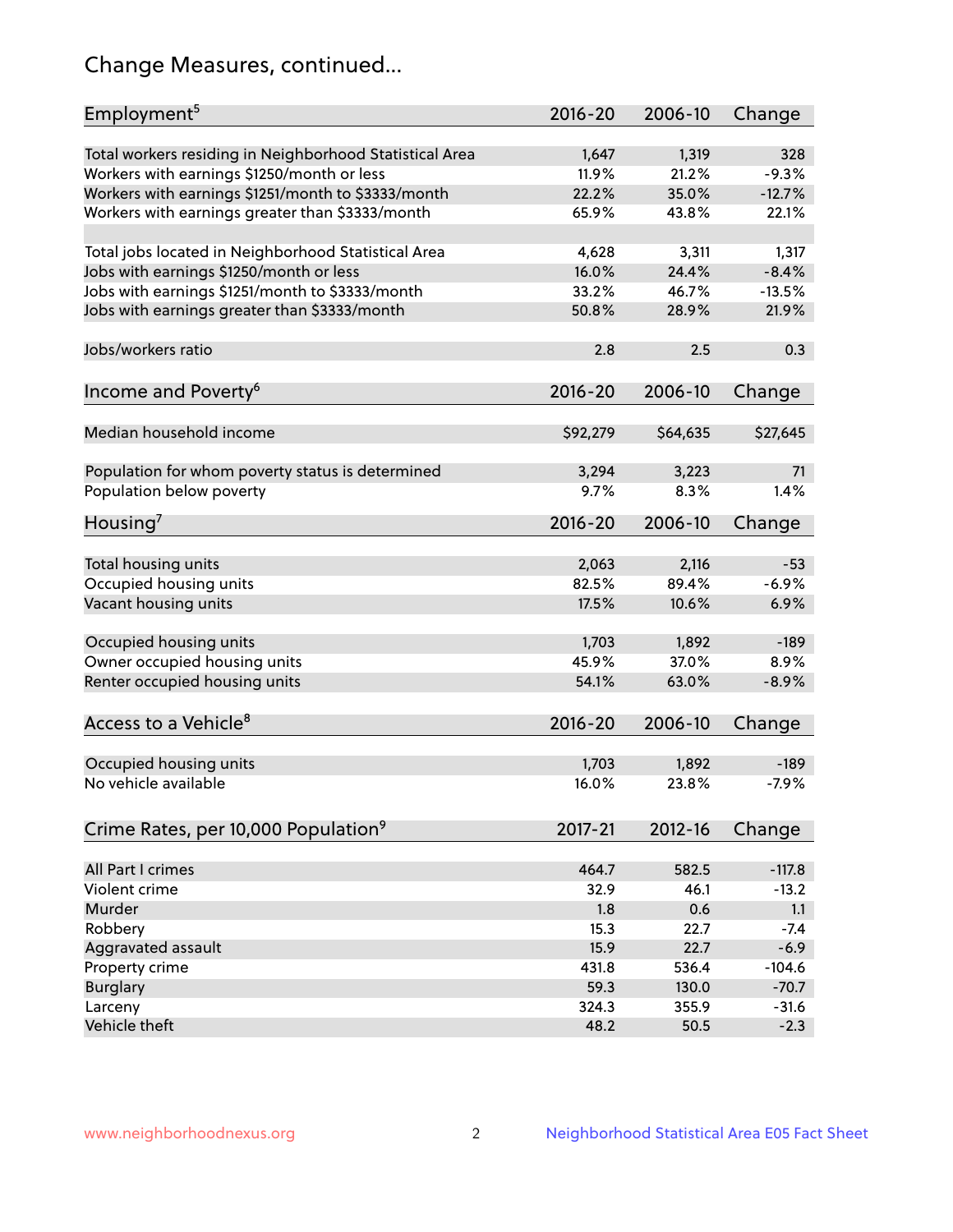# Change Measures, continued...

| Employment[5] | 2016-20 | 2006-10 | Change |
|---|---|---|---|
| Total workers residing in Neighborhood Statistical Area | 1,647 | 1,319 | 328 |
| Workers with earnings $1250/month or less | 11.9% | 21.2% | -9.3% |
| Workers with earnings $1251/month to $3333/month | 22.2% | 35.0% | -12.7% |
| Workers with earnings greater than $3333/month | 65.9% | 43.8% | 22.1% |
| | | | |
| Total jobs located in Neighborhood Statistical Area | 4,628 | 3,311 | 1,317 |
| Jobs with earnings $1250/month or less | 16.0% | 24.4% | -8.4% |
| Jobs with earnings $1251/month to $3333/month | 33.2% | 46.7% | -13.5% |
| Jobs with earnings greater than $3333/month | 50.8% | 28.9% | 21.9% |
| | | | |
| Jobs/workers ratio | 2.8 | 2.5 | 0.3 |

| Income and Poverty[6] | 2016-20 | 2006-10 | Change |
|---|---|---|---|
| Median household income | $92,279 | $64,635 | $27,645 |
| | | | |
| Population for whom poverty status is determined | 3,294 | 3,223 | 71 |
| Population below poverty | 9.7% | 8.3% | 1.4% |

| Housing[7] | 2016-20 | 2006-10 | Change |
|---|---|---|---|
| Total housing units | 2,063 | 2,116 | -53 |
| Occupied housing units | 82.5% | 89.4% | -6.9% |
| Vacant housing units | 17.5% | 10.6% | 6.9% |
| | | | |
| Occupied housing units | 1,703 | 1,892 | -189 |
| Owner occupied housing units | 45.9% | 37.0% | 8.9% |
| Renter occupied housing units | 54.1% | 63.0% | -8.9% |

| Access to a Vehicle[8] | 2016-20 | 2006-10 | Change |
|---|---|---|---|
| Occupied housing units | 1,703 | 1,892 | -189 |
| No vehicle available | 16.0% | 23.8% | -7.9% |

| Crime Rates, per 10,000 Population[9] | 2017-21 | 2012-16 | Change |
|---|---|---|---|
| All Part I crimes | 464.7 | 582.5 | -117.8 |
| Violent crime | 32.9 | 46.1 | -13.2 |
| Murder | 1.8 | 0.6 | 1.1 |
| Robbery | 15.3 | 22.7 | -7.4 |
| Aggravated assault | 15.9 | 22.7 | -6.9 |
| Property crime | 431.8 | 536.4 | -104.6 |
| Burglary | 59.3 | 130.0 | -70.7 |
| Larceny | 324.3 | 355.9 | -31.6 |
| Vehicle theft | 48.2 | 50.5 | -2.3 |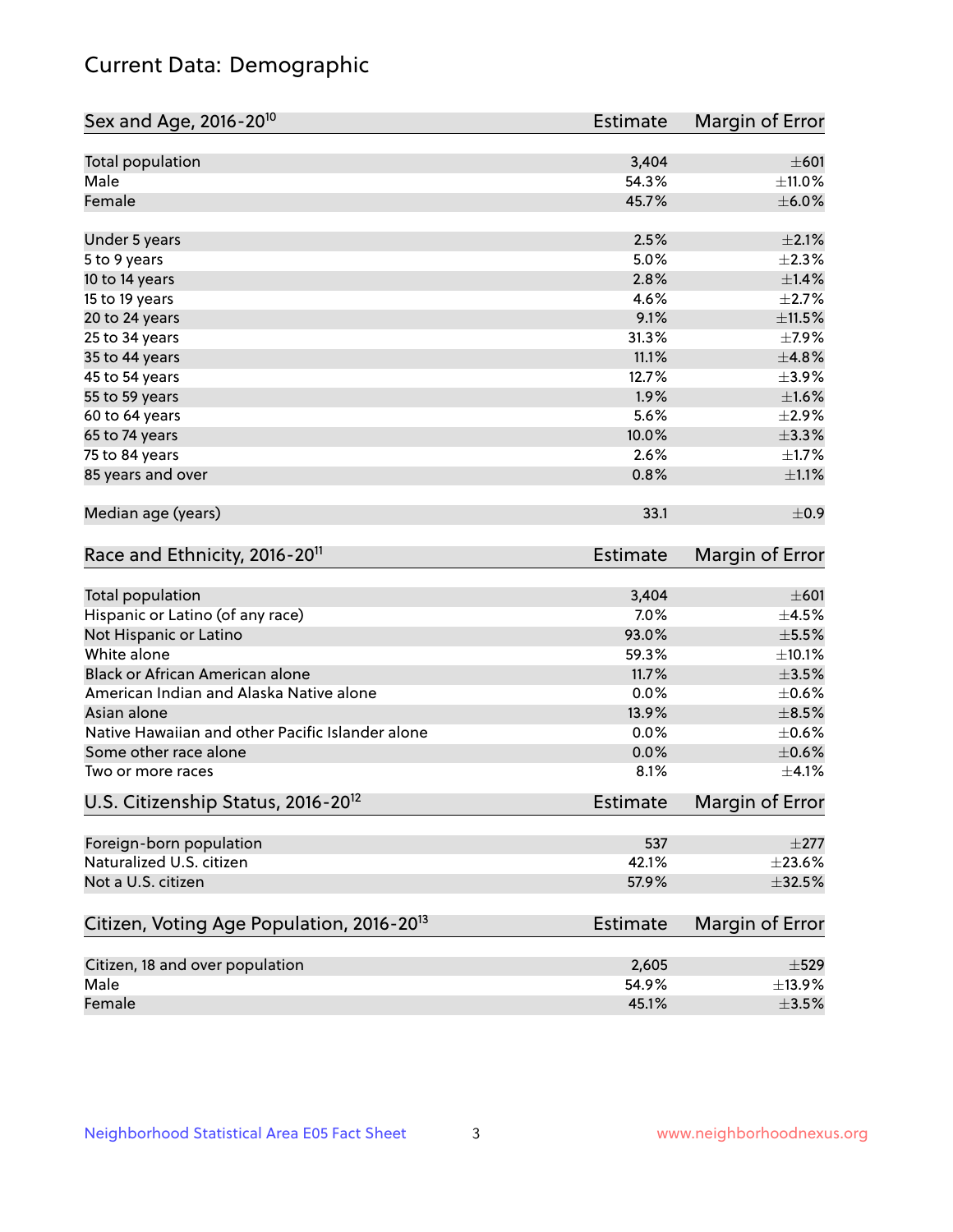# Current Data: Demographic

| Sex and Age, 2016-20[10] | Estimate | Margin of Error |
|---|---|---|
| Total population | 3,404 | ±601 |
| Male | 54.3% | ±11.0% |
| Female | 45.7% | ±6.0% |
| Under 5 years | 2.5% | ±2.1% |
| 5 to 9 years | 5.0% | ±2.3% |
| 10 to 14 years | 2.8% | ±1.4% |
| 15 to 19 years | 4.6% | ±2.7% |
| 20 to 24 years | 9.1% | ±11.5% |
| 25 to 34 years | 31.3% | ±7.9% |
| 35 to 44 years | 11.1% | ±4.8% |
| 45 to 54 years | 12.7% | ±3.9% |
| 55 to 59 years | 1.9% | ±1.6% |
| 60 to 64 years | 5.6% | ±2.9% |
| 65 to 74 years | 10.0% | ±3.3% |
| 75 to 84 years | 2.6% | ±1.7% |
| 85 years and over | 0.8% | ±1.1% |
| Median age (years) | 33.1 | ±0.9 |

| Race and Ethnicity, 2016-20[11] | Estimate | Margin of Error |
|---|---|---|
| Total population | 3,404 | ±601 |
| Hispanic or Latino (of any race) | 7.0% | ±4.5% |
| Not Hispanic or Latino | 93.0% | ±5.5% |
| White alone | 59.3% | ±10.1% |
| Black or African American alone | 11.7% | ±3.5% |
| American Indian and Alaska Native alone | 0.0% | ±0.6% |
| Asian alone | 13.9% | ±8.5% |
| Native Hawaiian and other Pacific Islander alone | 0.0% | ±0.6% |
| Some other race alone | 0.0% | ±0.6% |
| Two or more races | 8.1% | ±4.1% |

| U.S. Citizenship Status, 2016-20[12] | Estimate | Margin of Error |
|---|---|---|
| Foreign-born population | 537 | ±277 |
| Naturalized U.S. citizen | 42.1% | ±23.6% |
| Not a U.S. citizen | 57.9% | ±32.5% |

| Citizen, Voting Age Population, 2016-20[13] | Estimate | Margin of Error |
|---|---|---|
| Citizen, 18 and over population | 2,605 | ±529 |
| Male | 54.9% | ±13.9% |
| Female | 45.1% | ±3.5% |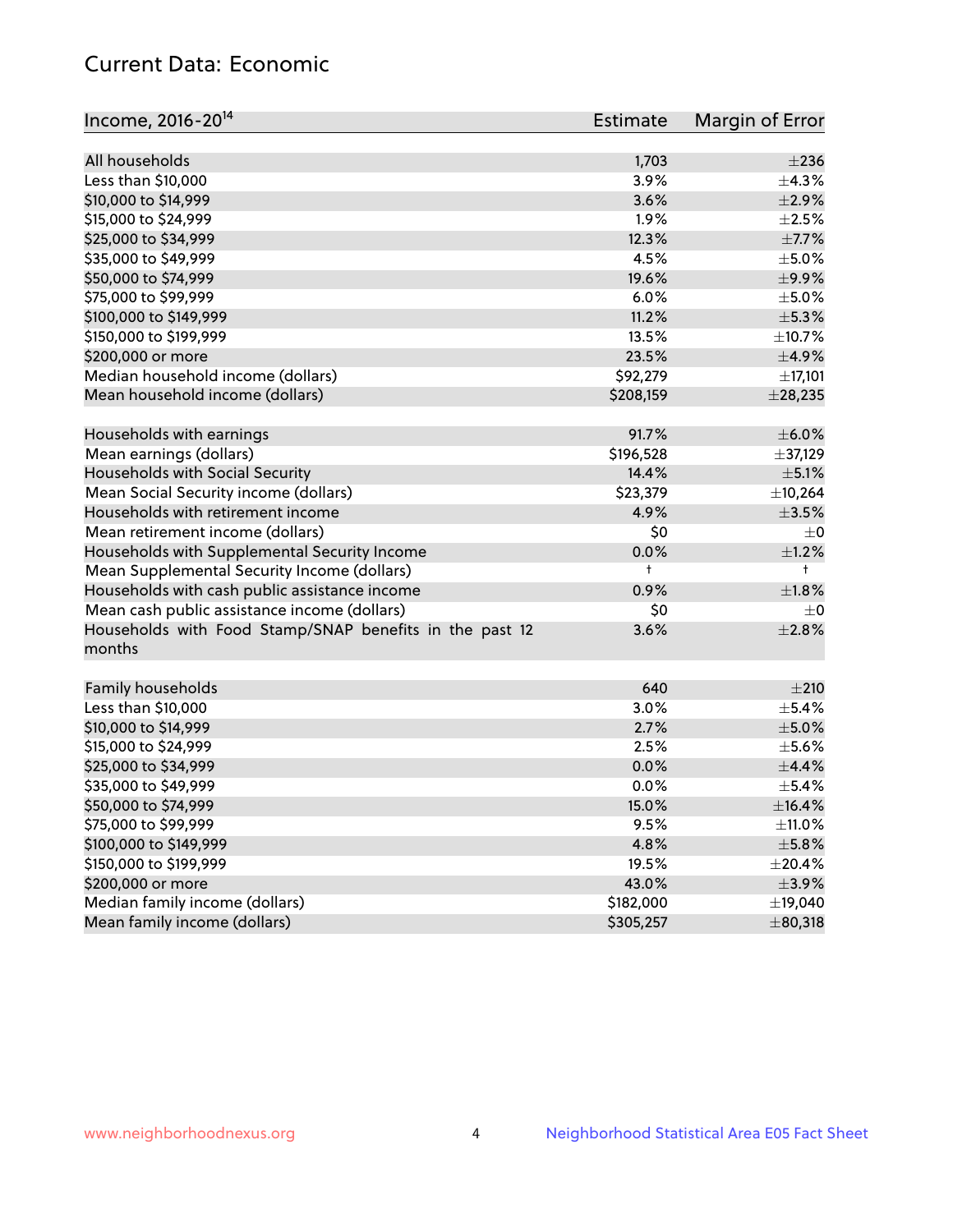## Current Data: Economic

| Income, 2016-20[14] | Estimate | Margin of Error |
|---|---|---|
| All households | 1,703 | ±236 |
| Less than $10,000 | 3.9% | ±4.3% |
| $10,000 to $14,999 | 3.6% | ±2.9% |
| $15,000 to $24,999 | 1.9% | ±2.5% |
| $25,000 to $34,999 | 12.3% | ±7.7% |
| $35,000 to $49,999 | 4.5% | ±5.0% |
| $50,000 to $74,999 | 19.6% | ±9.9% |
| $75,000 to $99,999 | 6.0% | ±5.0% |
| $100,000 to $149,999 | 11.2% | ±5.3% |
| $150,000 to $199,999 | 13.5% | ±10.7% |
| $200,000 or more | 23.5% | ±4.9% |
| Median household income (dollars) | $92,279 | ±17,101 |
| Mean household income (dollars) | $208,159 | ±28,235 |
| | | |
| Households with earnings | 91.7% | ±6.0% |
| Mean earnings (dollars) | $196,528 | ±37,129 |
| Households with Social Security | 14.4% | ±5.1% |
| Mean Social Security income (dollars) | $23,379 | ±10,264 |
| Households with retirement income | 4.9% | ±3.5% |
| Mean retirement income (dollars) | $0 | ±0 |
| Households with Supplemental Security Income | 0.0% | ±1.2% |
| Mean Supplemental Security Income (dollars) | † | † |
| Households with cash public assistance income | 0.9% | ±1.8% |
| Mean cash public assistance income (dollars) | $0 | ±0 |
| Households with Food Stamp/SNAP benefits in the past 12 months | 3.6% | ±2.8% |
| | | |
| Family households | 640 | ±210 |
| Less than $10,000 | 3.0% | ±5.4% |
| $10,000 to $14,999 | 2.7% | ±5.0% |
| $15,000 to $24,999 | 2.5% | ±5.6% |
| $25,000 to $34,999 | 0.0% | ±4.4% |
| $35,000 to $49,999 | 0.0% | ±5.4% |
| $50,000 to $74,999 | 15.0% | ±16.4% |
| $75,000 to $99,999 | 9.5% | ±11.0% |
| $100,000 to $149,999 | 4.8% | ±5.8% |
| $150,000 to $199,999 | 19.5% | ±20.4% |
| $200,000 or more | 43.0% | ±3.9% |
| Median family income (dollars) | $182,000 | ±19,040 |
| Mean family income (dollars) | $305,257 | ±80,318 |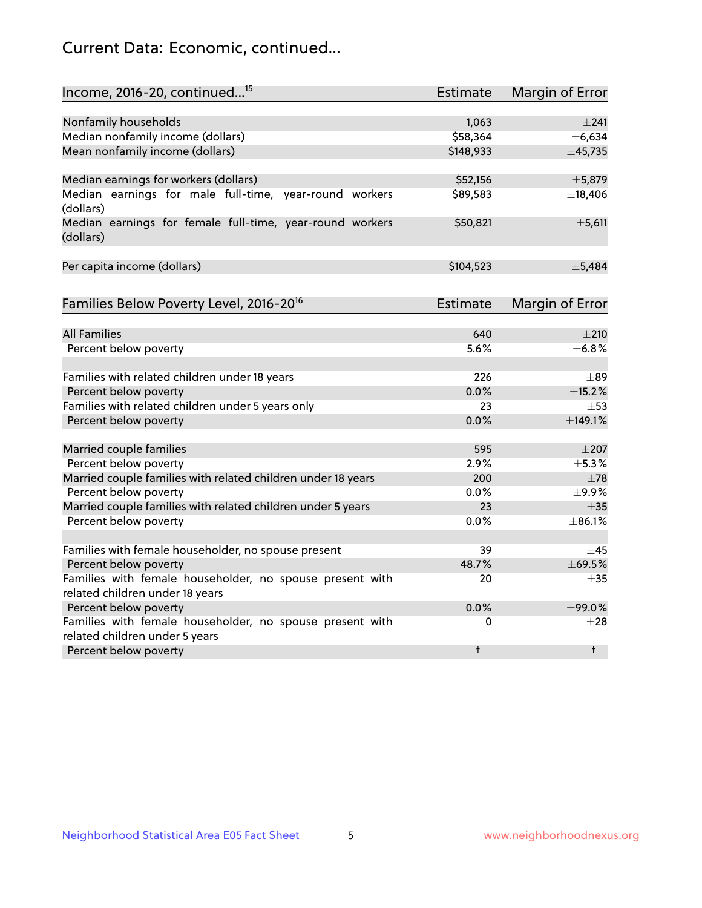## Current Data: Economic, continued...

| Income, 2016-20, continued...[15] | Estimate | Margin of Error |
|---|---|---|
| Nonfamily households | 1,063 | ±241 |
| Median nonfamily income (dollars) | $58,364 | ±6,634 |
| Mean nonfamily income (dollars) | $148,933 | ±45,735 |
| | | |
| Median earnings for workers (dollars) | $52,156 | ±5,879 |
| Median earnings for male full-time, year-round workers (dollars) | $89,583 | ±18,406 |
| Median earnings for female full-time, year-round workers (dollars) | $50,821 | ±5,611 |
| | | |
| Per capita income (dollars) | $104,523 | ±5,484 |

| Families Below Poverty Level, 2016-20[16] | Estimate | Margin of Error |
|---|---|---|
| All Families | 640 | ±210 |
| Percent below poverty | 5.6% | ±6.8% |
| | | |
| Families with related children under 18 years | 226 | ±89 |
| Percent below poverty | 0.0% | ±15.2% |
| Families with related children under 5 years only | 23 | ±53 |
| Percent below poverty | 0.0% | ±149.1% |
| | | |
| Married couple families | 595 | ±207 |
| Percent below poverty | 2.9% | ±5.3% |
| Married couple families with related children under 18 years | 200 | ±78 |
| Percent below poverty | 0.0% | ±9.9% |
| Married couple families with related children under 5 years | 23 | ±35 |
| Percent below poverty | 0.0% | ±86.1% |
| | | |
| Families with female householder, no spouse present | 39 | ±45 |
| Percent below poverty | 48.7% | ±69.5% |
| Families with female householder, no spouse present with related children under 18 years | 20 | ±35 |
| Percent below poverty | 0.0% | ±99.0% |
| Families with female householder, no spouse present with related children under 5 years | 0 | ±28 |
| Percent below poverty | † | † |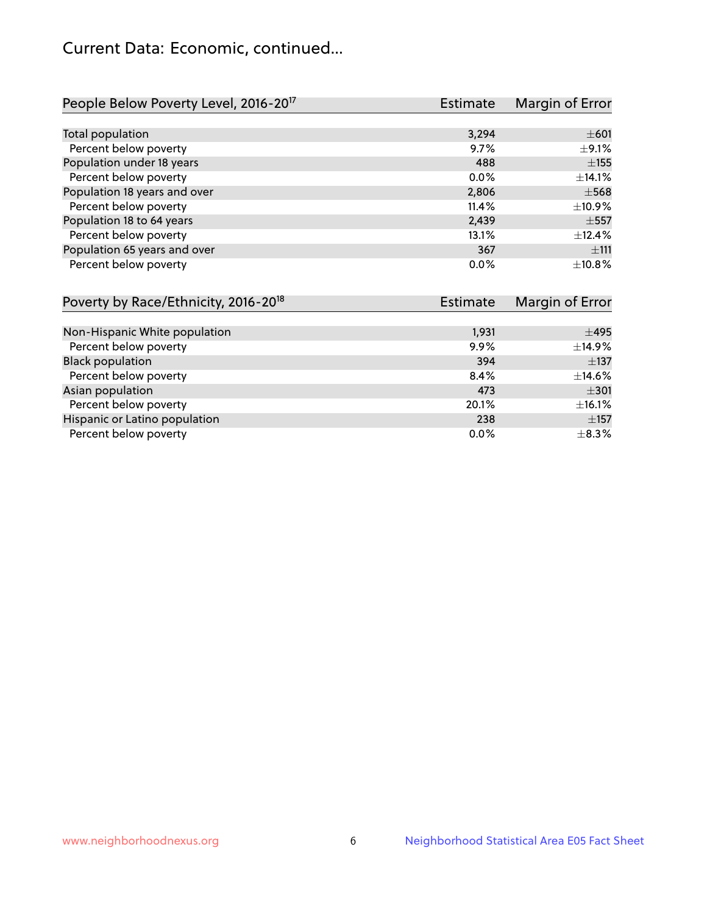# Current Data: Economic, continued...

| People Below Poverty Level, 2016-20[17] | Estimate | Margin of Error |
|---|---|---|
| Total population | 3,294 | ±601 |
| Percent below poverty | 9.7% | ±9.1% |
| Population under 18 years | 488 | ±155 |
| Percent below poverty | 0.0% | ±14.1% |
| Population 18 years and over | 2,806 | ±568 |
| Percent below poverty | 11.4% | ±10.9% |
| Population 18 to 64 years | 2,439 | ±557 |
| Percent below poverty | 13.1% | ±12.4% |
| Population 65 years and over | 367 | ±111 |
| Percent below poverty | 0.0% | ±10.8% |

| Poverty by Race/Ethnicity, 2016-20[18] | Estimate | Margin of Error |
|---|---|---|
| Non-Hispanic White population | 1,931 | ±495 |
| Percent below poverty | 9.9% | ±14.9% |
| Black population | 394 | ±137 |
| Percent below poverty | 8.4% | ±14.6% |
| Asian population | 473 | ±301 |
| Percent below poverty | 20.1% | ±16.1% |
| Hispanic or Latino population | 238 | ±157 |
| Percent below poverty | 0.0% | ±8.3% |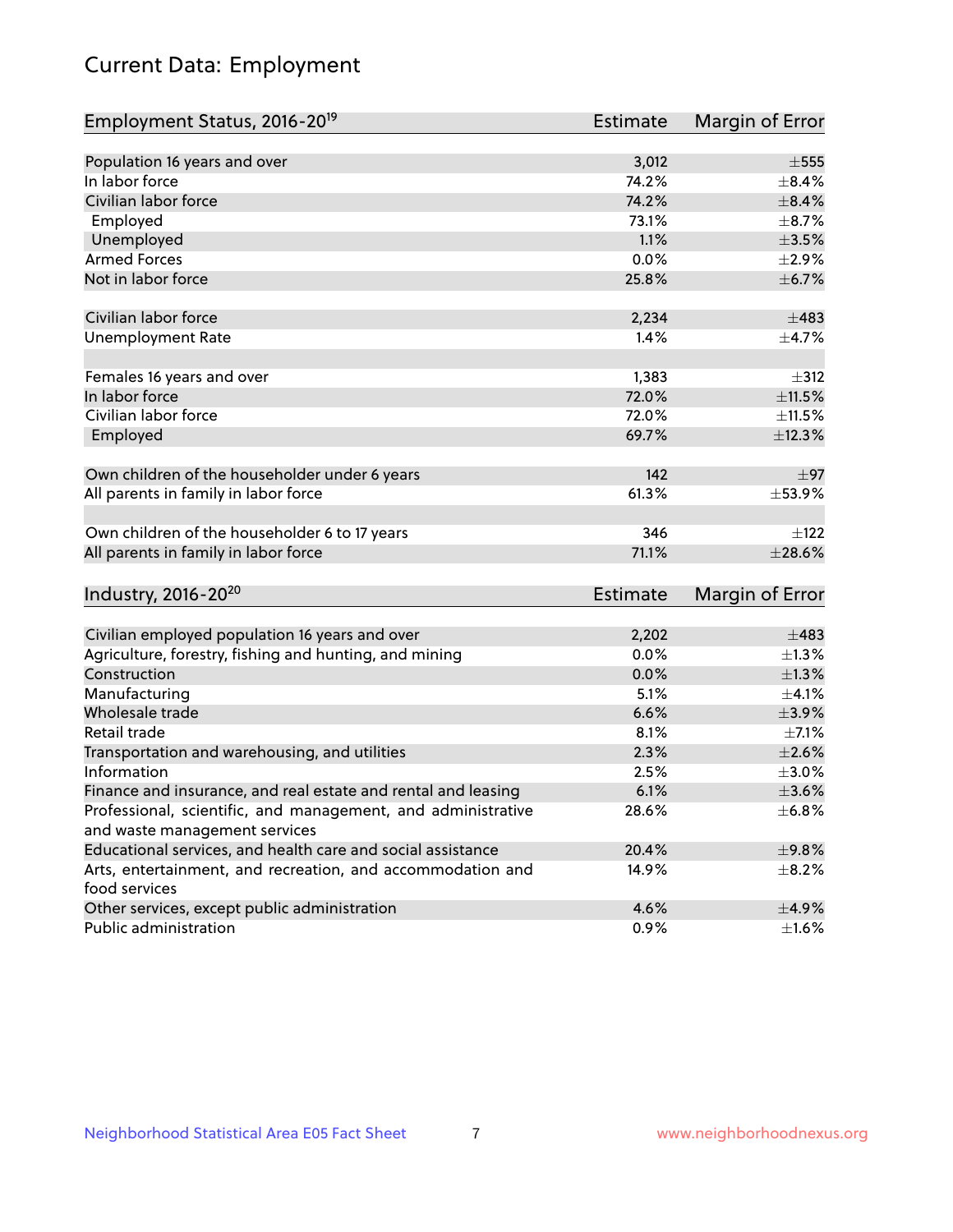# Current Data: Employment

| Employment Status, 2016-20[19] | Estimate | Margin of Error |
|---|---|---|
| Population 16 years and over | 3,012 | ±555 |
| In labor force | 74.2% | ±8.4% |
| Civilian labor force | 74.2% | ±8.4% |
| Employed | 73.1% | ±8.7% |
| Unemployed | 1.1% | ±3.5% |
| Armed Forces | 0.0% | ±2.9% |
| Not in labor force | 25.8% | ±6.7% |
| | | |
| Civilian labor force | 2,234 | ±483 |
| Unemployment Rate | 1.4% | ±4.7% |
| | | |
| Females 16 years and over | 1,383 | ±312 |
| In labor force | 72.0% | ±11.5% |
| Civilian labor force | 72.0% | ±11.5% |
| Employed | 69.7% | ±12.3% |
| | | |
| Own children of the householder under 6 years | 142 | ±97 |
| All parents in family in labor force | 61.3% | ±53.9% |
| | | |
| Own children of the householder 6 to 17 years | 346 | ±122 |
| All parents in family in labor force | 71.1% | ±28.6% |

| Industry, 2016-20[20] | Estimate | Margin of Error |
|---|---|---|
| Civilian employed population 16 years and over | 2,202 | ±483 |
| Agriculture, forestry, fishing and hunting, and mining | 0.0% | ±1.3% |
| Construction | 0.0% | ±1.3% |
| Manufacturing | 5.1% | ±4.1% |
| Wholesale trade | 6.6% | ±3.9% |
| Retail trade | 8.1% | ±7.1% |
| Transportation and warehousing, and utilities | 2.3% | ±2.6% |
| Information | 2.5% | ±3.0% |
| Finance and insurance, and real estate and rental and leasing | 6.1% | ±3.6% |
| Professional, scientific, and management, and administrative and waste management services | 28.6% | ±6.8% |
| Educational services, and health care and social assistance | 20.4% | ±9.8% |
| Arts, entertainment, and recreation, and accommodation and food services | 14.9% | ±8.2% |
| Other services, except public administration | 4.6% | ±4.9% |
| Public administration | 0.9% | ±1.6% |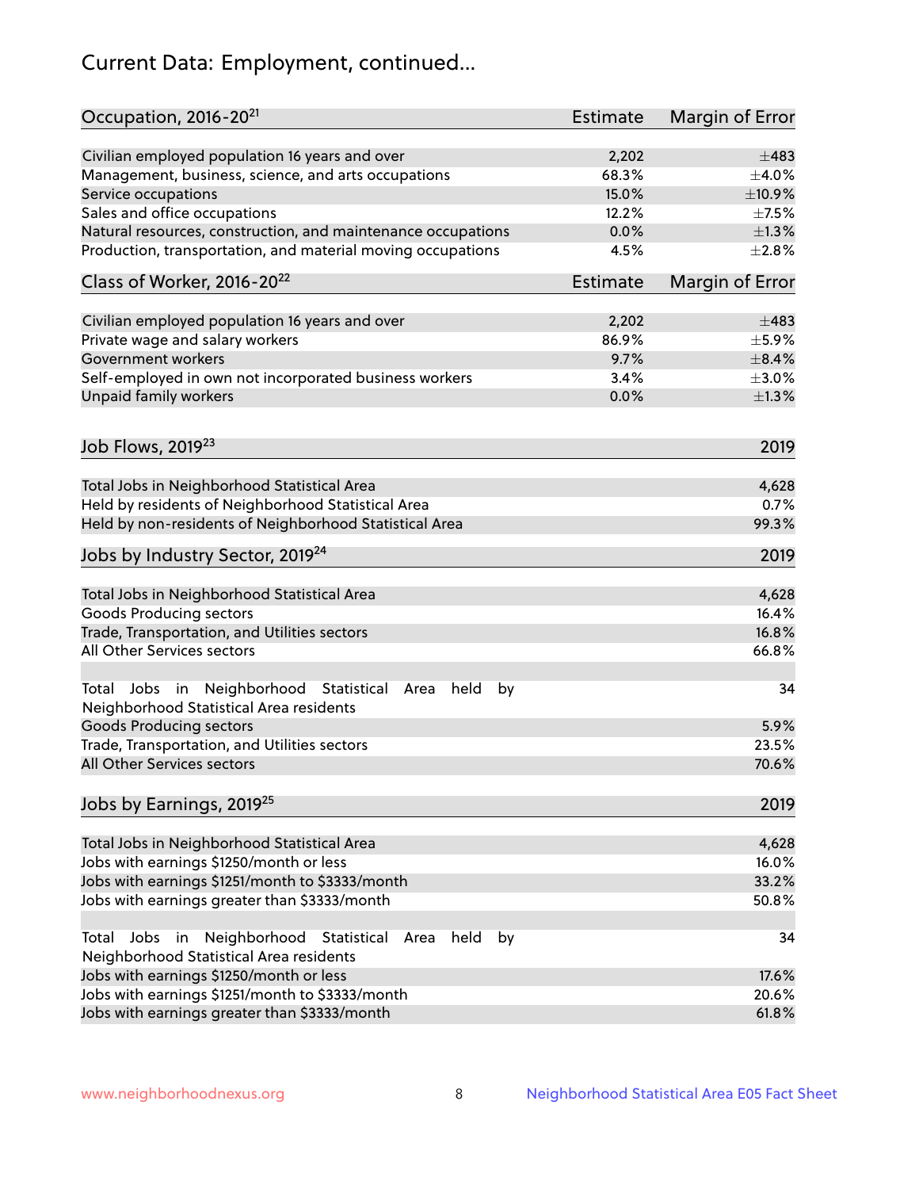# Current Data: Employment, continued...

| Occupation, 2016-20[21] | Estimate | Margin of Error |
|---|---|---|
| Civilian employed population 16 years and over | 2,202 | ±483 |
| Management, business, science, and arts occupations | 68.3% | ±4.0% |
| Service occupations | 15.0% | ±10.9% |
| Sales and office occupations | 12.2% | ±7.5% |
| Natural resources, construction, and maintenance occupations | 0.0% | ±1.3% |
| Production, transportation, and material moving occupations | 4.5% | ±2.8% |

| Class of Worker, 2016-20[22] | Estimate | Margin of Error |
|---|---|---|
| Civilian employed population 16 years and over | 2,202 | ±483 |
| Private wage and salary workers | 86.9% | ±5.9% |
| Government workers | 9.7% | ±8.4% |
| Self-employed in own not incorporated business workers | 3.4% | ±3.0% |
| Unpaid family workers | 0.0% | ±1.3% |

| Job Flows, 2019[23] | 2019 |
|---|---|
| Total Jobs in Neighborhood Statistical Area | 4,628 |
| Held by residents of Neighborhood Statistical Area | 0.7% |
| Held by non-residents of Neighborhood Statistical Area | 99.3% |

| Jobs by Industry Sector, 2019[24] | 2019 |
|---|---|
| Total Jobs in Neighborhood Statistical Area | 4,628 |
| Goods Producing sectors | 16.4% |
| Trade, Transportation, and Utilities sectors | 16.8% |
| All Other Services sectors | 66.8% |
| | |
| Total Jobs in Neighborhood Statistical Area held by Neighborhood Statistical Area residents | 34 |
| Goods Producing sectors | 5.9% |
| Trade, Transportation, and Utilities sectors | 23.5% |
| All Other Services sectors | 70.6% |

| Jobs by Earnings, 2019[25] | 2019 |
|---|---|
| Total Jobs in Neighborhood Statistical Area | 4,628 |
| Jobs with earnings $1250/month or less | 16.0% |
| Jobs with earnings $1251/month to $3333/month | 33.2% |
| Jobs with earnings greater than $3333/month | 50.8% |
| | |
| Total Jobs in Neighborhood Statistical Area held by Neighborhood Statistical Area residents | 34 |
| Jobs with earnings $1250/month or less | 17.6% |
| Jobs with earnings $1251/month to $3333/month | 20.6% |
| Jobs with earnings greater than $3333/month | 61.8% |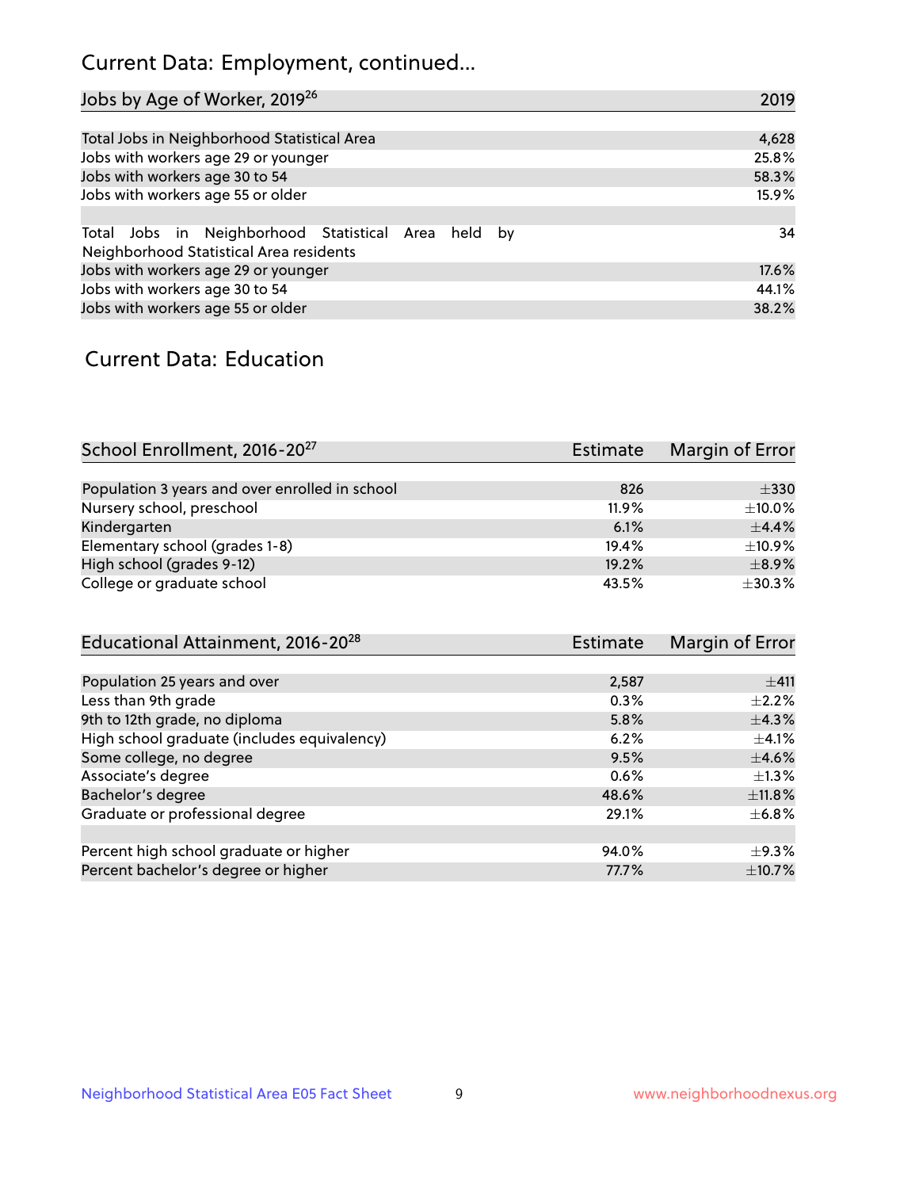## Current Data: Employment, continued...

| Jobs by Age of Worker, 2019[26] | 2019 |
|---|---|
| Total Jobs in Neighborhood Statistical Area | 4,628 |
| Jobs with workers age 29 or younger | 25.8% |
| Jobs with workers age 30 to 54 | 58.3% |
| Jobs with workers age 55 or older | 15.9% |
| | |
| Total Jobs in Neighborhood Statistical Area held by Neighborhood Statistical Area residents | 34 |
| Jobs with workers age 29 or younger | 17.6% |
| Jobs with workers age 30 to 54 | 44.1% |
| Jobs with workers age 55 or older | 38.2% |

## Current Data: Education

| School Enrollment, 2016-20[27] | Estimate | Margin of Error |
|---|---|---|
| Population 3 years and over enrolled in school | 826 | ±330 |
| Nursery school, preschool | 11.9% | ±10.0% |
| Kindergarten | 6.1% | ±4.4% |
| Elementary school (grades 1-8) | 19.4% | ±10.9% |
| High school (grades 9-12) | 19.2% | ±8.9% |
| College or graduate school | 43.5% | ±30.3% |

| Educational Attainment, 2016-20[28] | Estimate | Margin of Error |
|---|---|---|
| Population 25 years and over | 2,587 | ±411 |
| Less than 9th grade | 0.3% | ±2.2% |
| 9th to 12th grade, no diploma | 5.8% | ±4.3% |
| High school graduate (includes equivalency) | 6.2% | ±4.1% |
| Some college, no degree | 9.5% | ±4.6% |
| Associate's degree | 0.6% | ±1.3% |
| Bachelor's degree | 48.6% | ±11.8% |
| Graduate or professional degree | 29.1% | ±6.8% |
| | | |
| Percent high school graduate or higher | 94.0% | ±9.3% |
| Percent bachelor's degree or higher | 77.7% | ±10.7% |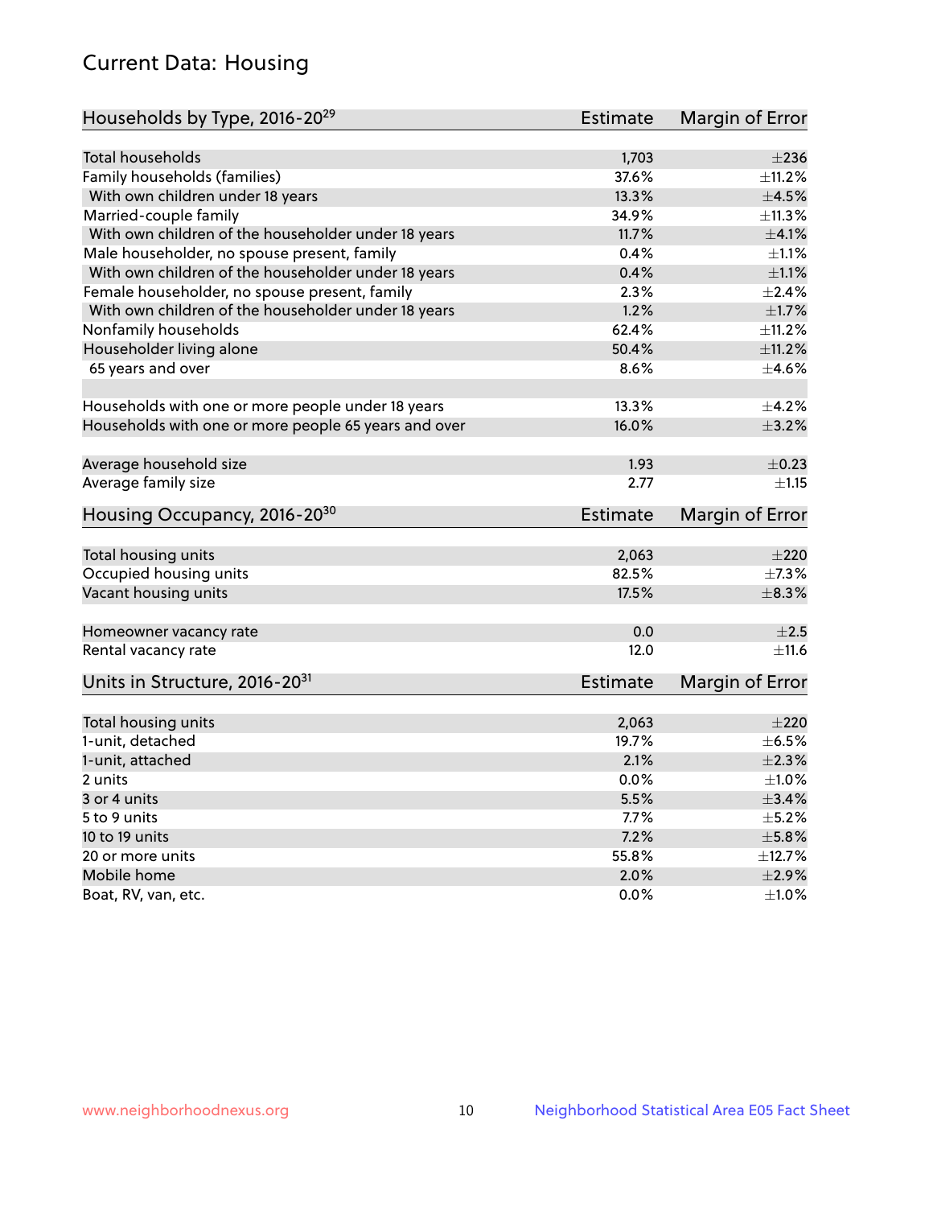## Current Data: Housing

| Households by Type, 2016-20[29] | Estimate | Margin of Error |
|---|---|---|
| Total households | 1,703 | ±236 |
| Family households (families) | 37.6% | ±11.2% |
| With own children under 18 years | 13.3% | ±4.5% |
| Married-couple family | 34.9% | ±11.3% |
| With own children of the householder under 18 years | 11.7% | ±4.1% |
| Male householder, no spouse present, family | 0.4% | ±1.1% |
| With own children of the householder under 18 years | 0.4% | ±1.1% |
| Female householder, no spouse present, family | 2.3% | ±2.4% |
| With own children of the householder under 18 years | 1.2% | ±1.7% |
| Nonfamily households | 62.4% | ±11.2% |
| Householder living alone | 50.4% | ±11.2% |
| 65 years and over | 8.6% | ±4.6% |
| Households with one or more people under 18 years | 13.3% | ±4.2% |
| Households with one or more people 65 years and over | 16.0% | ±3.2% |
| Average household size | 1.93 | ±0.23 |
| Average family size | 2.77 | ±1.15 |

| Housing Occupancy, 2016-20[30] | Estimate | Margin of Error |
|---|---|---|
| Total housing units | 2,063 | ±220 |
| Occupied housing units | 82.5% | ±7.3% |
| Vacant housing units | 17.5% | ±8.3% |
| Homeowner vacancy rate | 0.0 | ±2.5 |
| Rental vacancy rate | 12.0 | ±11.6 |

| Units in Structure, 2016-20[31] | Estimate | Margin of Error |
|---|---|---|
| Total housing units | 2,063 | ±220 |
| 1-unit, detached | 19.7% | ±6.5% |
| 1-unit, attached | 2.1% | ±2.3% |
| 2 units | 0.0% | ±1.0% |
| 3 or 4 units | 5.5% | ±3.4% |
| 5 to 9 units | 7.7% | ±5.2% |
| 10 to 19 units | 7.2% | ±5.8% |
| 20 or more units | 55.8% | ±12.7% |
| Mobile home | 2.0% | ±2.9% |
| Boat, RV, van, etc. | 0.0% | ±1.0% |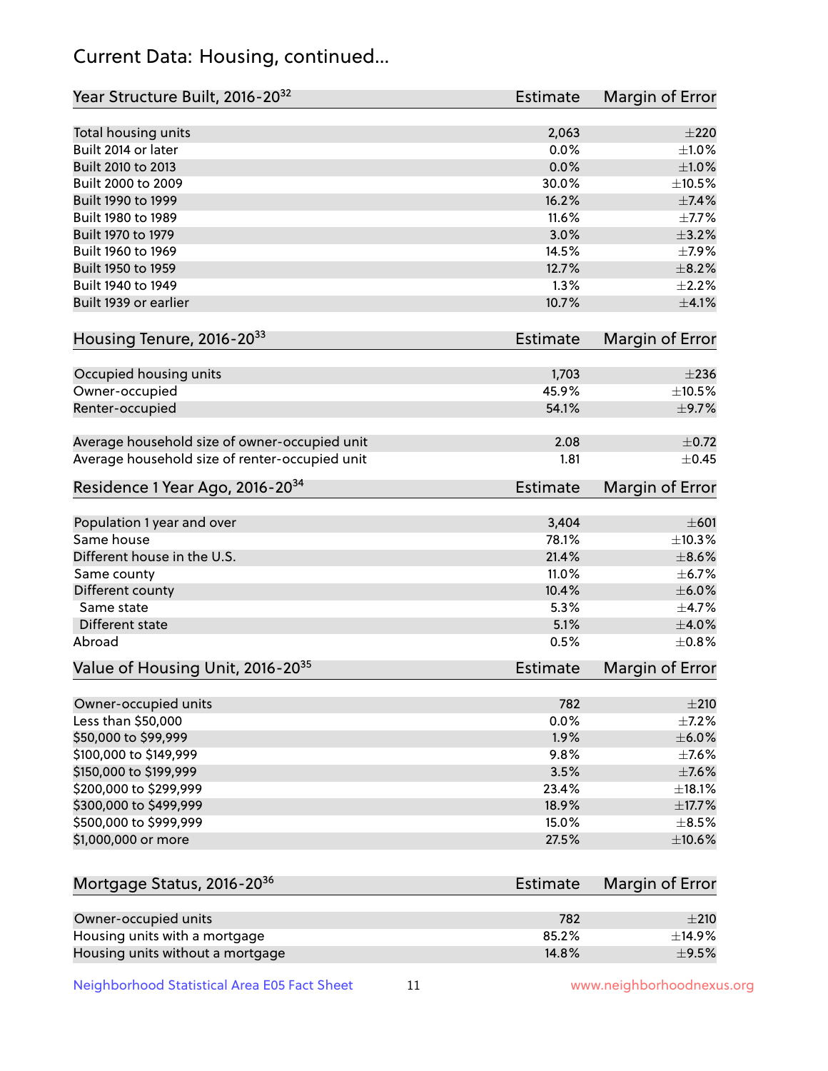## Current Data: Housing, continued...

| Year Structure Built, 2016-20[32] | Estimate | Margin of Error |
|---|---|---|
| Total housing units | 2,063 | ±220 |
| Built 2014 or later | 0.0% | ±1.0% |
| Built 2010 to 2013 | 0.0% | ±1.0% |
| Built 2000 to 2009 | 30.0% | ±10.5% |
| Built 1990 to 1999 | 16.2% | ±7.4% |
| Built 1980 to 1989 | 11.6% | ±7.7% |
| Built 1970 to 1979 | 3.0% | ±3.2% |
| Built 1960 to 1969 | 14.5% | ±7.9% |
| Built 1950 to 1959 | 12.7% | ±8.2% |
| Built 1940 to 1949 | 1.3% | ±2.2% |
| Built 1939 or earlier | 10.7% | ±4.1% |

| Housing Tenure, 2016-20[33] | Estimate | Margin of Error |
|---|---|---|
| Occupied housing units | 1,703 | ±236 |
| Owner-occupied | 45.9% | ±10.5% |
| Renter-occupied | 54.1% | ±9.7% |
| | | |
| Average household size of owner-occupied unit | 2.08 | ±0.72 |
| Average household size of renter-occupied unit | 1.81 | ±0.45 |

| Residence 1 Year Ago, 2016-20[34] | Estimate | Margin of Error |
|---|---|---|
| Population 1 year and over | 3,404 | ±601 |
| Same house | 78.1% | ±10.3% |
| Different house in the U.S. | 21.4% | ±8.6% |
| Same county | 11.0% | ±6.7% |
| Different county | 10.4% | ±6.0% |
| Same state | 5.3% | ±4.7% |
| Different state | 5.1% | ±4.0% |
| Abroad | 0.5% | ±0.8% |

| Value of Housing Unit, 2016-20[35] | Estimate | Margin of Error |
|---|---|---|
| Owner-occupied units | 782 | ±210 |
| Less than $50,000 | 0.0% | ±7.2% |
| $50,000 to $99,999 | 1.9% | ±6.0% |
| $100,000 to $149,999 | 9.8% | ±7.6% |
| $150,000 to $199,999 | 3.5% | ±7.6% |
| $200,000 to $299,999 | 23.4% | ±18.1% |
| $300,000 to $499,999 | 18.9% | ±17.7% |
| $500,000 to $999,999 | 15.0% | ±8.5% |
| $1,000,000 or more | 27.5% | ±10.6% |

| Mortgage Status, 2016-20[36] | Estimate | Margin of Error |
|---|---|---|
| Owner-occupied units | 782 | ±210 |
| Housing units with a mortgage | 85.2% | ±14.9% |
| Housing units without a mortgage | 14.8% | ±9.5% |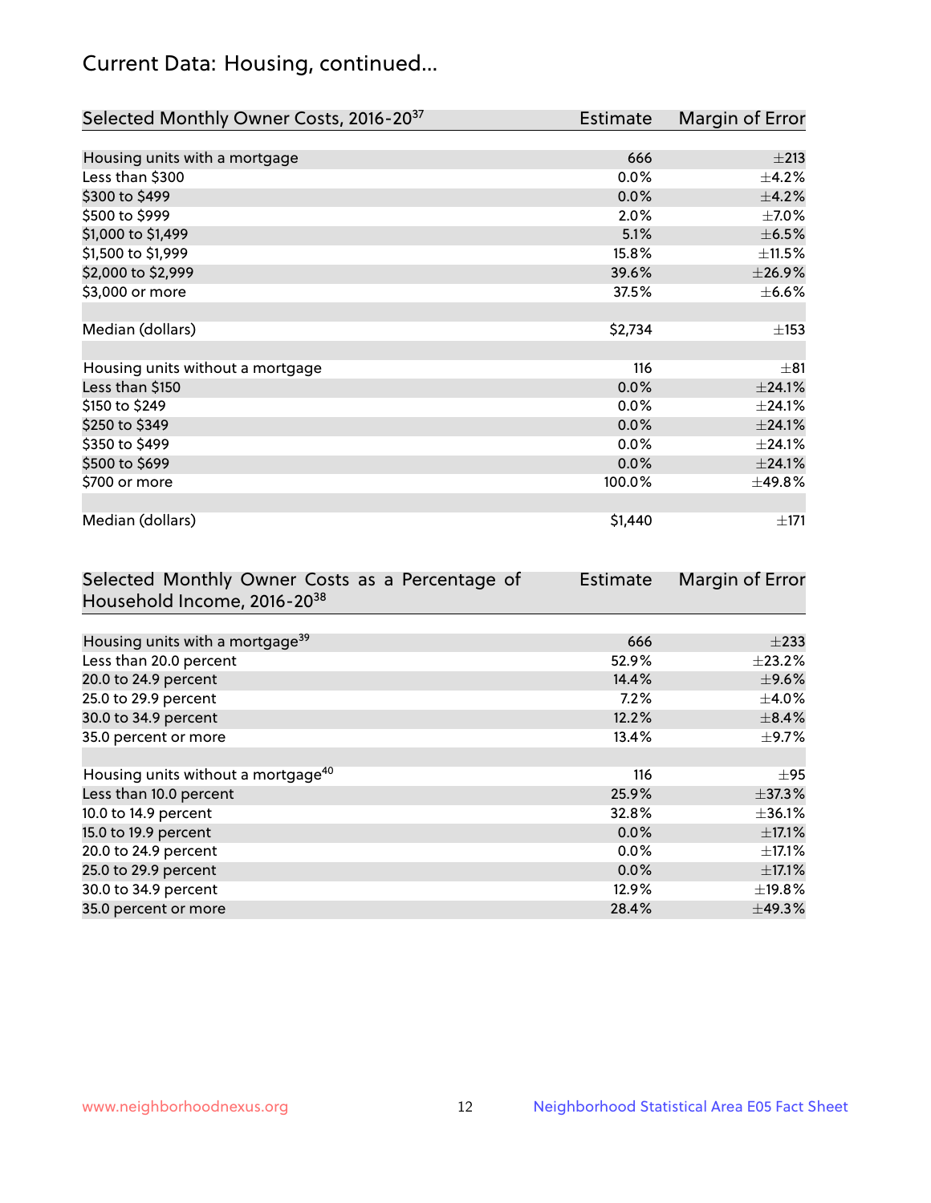## Current Data: Housing, continued...

| Selected Monthly Owner Costs, 2016-20[37] | Estimate | Margin of Error |
|---|---|---|
| Housing units with a mortgage | 666 | ±213 |
| Less than $300 | 0.0% | ±4.2% |
| $300 to $499 | 0.0% | ±4.2% |
| $500 to $999 | 2.0% | ±7.0% |
| $1,000 to $1,499 | 5.1% | ±6.5% |
| $1,500 to $1,999 | 15.8% | ±11.5% |
| $2,000 to $2,999 | 39.6% | ±26.9% |
| $3,000 or more | 37.5% | ±6.6% |
| | | |
| Median (dollars) | $2,734 | ±153 |
| | | |
| Housing units without a mortgage | 116 | ±81 |
| Less than $150 | 0.0% | ±24.1% |
| $150 to $249 | 0.0% | ±24.1% |
| $250 to $349 | 0.0% | ±24.1% |
| $350 to $499 | 0.0% | ±24.1% |
| $500 to $699 | 0.0% | ±24.1% |
| $700 or more | 100.0% | ±49.8% |
| | | |
| Median (dollars) | $1,440 | ±171 |

| Selected Monthly Owner Costs as a Percentage of Household Income, 2016-20[38] | Estimate | Margin of Error |
|---|---|---|
| Housing units with a mortgage[39] | 666 | ±233 |
| Less than 20.0 percent | 52.9% | ±23.2% |
| 20.0 to 24.9 percent | 14.4% | ±9.6% |
| 25.0 to 29.9 percent | 7.2% | ±4.0% |
| 30.0 to 34.9 percent | 12.2% | ±8.4% |
| 35.0 percent or more | 13.4% | ±9.7% |
| | | |
| Housing units without a mortgage[40] | 116 | ±95 |
| Less than 10.0 percent | 25.9% | ±37.3% |
| 10.0 to 14.9 percent | 32.8% | ±36.1% |
| 15.0 to 19.9 percent | 0.0% | ±17.1% |
| 20.0 to 24.9 percent | 0.0% | ±17.1% |
| 25.0 to 29.9 percent | 0.0% | ±17.1% |
| 30.0 to 34.9 percent | 12.9% | ±19.8% |
| 35.0 percent or more | 28.4% | ±49.3% |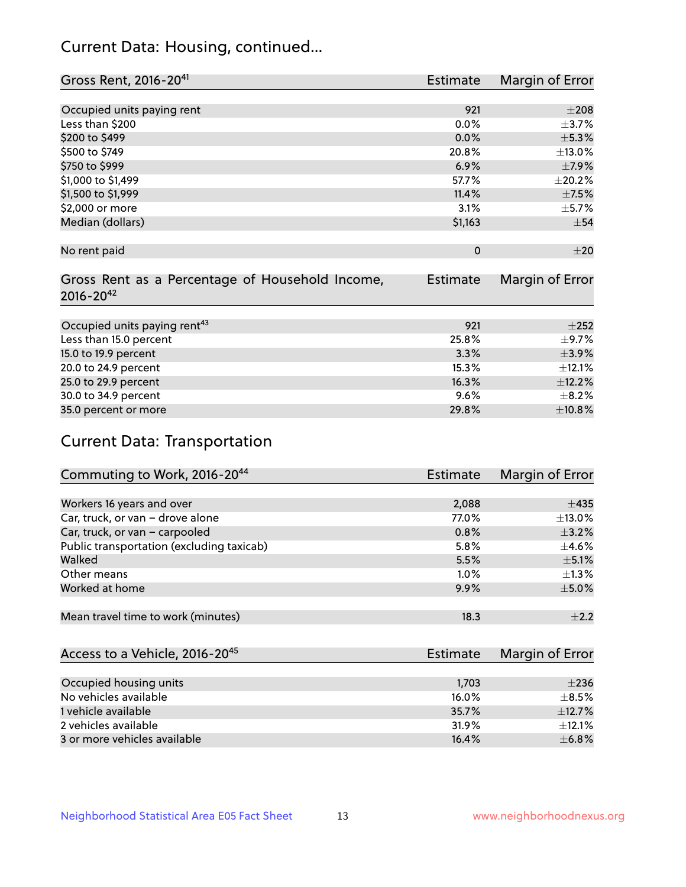## Current Data: Housing, continued...

| Gross Rent, 2016-20[41] | Estimate | Margin of Error |
|---|---|---|
| Occupied units paying rent | 921 | ±208 |
| Less than $200 | 0.0% | ±3.7% |
| $200 to $499 | 0.0% | ±5.3% |
| $500 to $749 | 20.8% | ±13.0% |
| $750 to $999 | 6.9% | ±7.9% |
| $1,000 to $1,499 | 57.7% | ±20.2% |
| $1,500 to $1,999 | 11.4% | ±7.5% |
| $2,000 or more | 3.1% | ±5.7% |
| Median (dollars) | $1,163 | ±54 |
| No rent paid | 0 | ±20 |

| Gross Rent as a Percentage of Household Income, 2016-20[42] | Estimate | Margin of Error |
|---|---|---|
| Occupied units paying rent[43] | 921 | ±252 |
| Less than 15.0 percent | 25.8% | ±9.7% |
| 15.0 to 19.9 percent | 3.3% | ±3.9% |
| 20.0 to 24.9 percent | 15.3% | ±12.1% |
| 25.0 to 29.9 percent | 16.3% | ±12.2% |
| 30.0 to 34.9 percent | 9.6% | ±8.2% |
| 35.0 percent or more | 29.8% | ±10.8% |

## Current Data: Transportation

| Commuting to Work, 2016-20[44] | Estimate | Margin of Error |
|---|---|---|
| Workers 16 years and over | 2,088 | ±435 |
| Car, truck, or van – drove alone | 77.0% | ±13.0% |
| Car, truck, or van – carpooled | 0.8% | ±3.2% |
| Public transportation (excluding taxicab) | 5.8% | ±4.6% |
| Walked | 5.5% | ±5.1% |
| Other means | 1.0% | ±1.3% |
| Worked at home | 9.9% | ±5.0% |
| Mean travel time to work (minutes) | 18.3 | ±2.2 |

| Access to a Vehicle, 2016-20[45] | Estimate | Margin of Error |
|---|---|---|
| Occupied housing units | 1,703 | ±236 |
| No vehicles available | 16.0% | ±8.5% |
| 1 vehicle available | 35.7% | ±12.7% |
| 2 vehicles available | 31.9% | ±12.1% |
| 3 or more vehicles available | 16.4% | ±6.8% |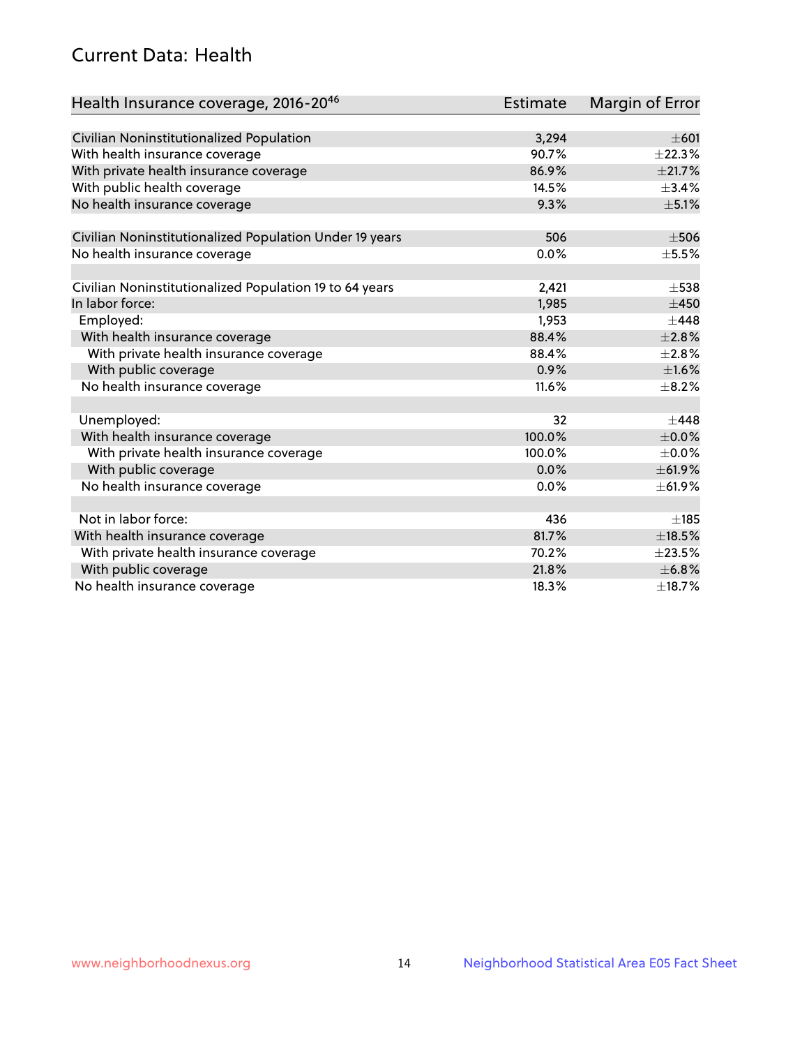## Current Data: Health

| Health Insurance coverage, 2016-20[46] | Estimate | Margin of Error |
|---|---|---|
| Civilian Noninstitutionalized Population | 3,294 | ±601 |
| With health insurance coverage | 90.7% | ±22.3% |
| With private health insurance coverage | 86.9% | ±21.7% |
| With public health coverage | 14.5% | ±3.4% |
| No health insurance coverage | 9.3% | ±5.1% |
| | | |
| Civilian Noninstitutionalized Population Under 19 years | 506 | ±506 |
| No health insurance coverage | 0.0% | ±5.5% |
| | | |
| Civilian Noninstitutionalized Population 19 to 64 years | 2,421 | ±538 |
| In labor force: | 1,985 | ±450 |
| Employed: | 1,953 | ±448 |
| With health insurance coverage | 88.4% | ±2.8% |
| With private health insurance coverage | 88.4% | ±2.8% |
| With public coverage | 0.9% | ±1.6% |
| No health insurance coverage | 11.6% | ±8.2% |
| | | |
| Unemployed: | 32 | ±448 |
| With health insurance coverage | 100.0% | ±0.0% |
| With private health insurance coverage | 100.0% | ±0.0% |
| With public coverage | 0.0% | ±61.9% |
| No health insurance coverage | 0.0% | ±61.9% |
| | | |
| Not in labor force: | 436 | ±185 |
| With health insurance coverage | 81.7% | ±18.5% |
| With private health insurance coverage | 70.2% | ±23.5% |
| With public coverage | 21.8% | ±6.8% |
| No health insurance coverage | 18.3% | ±18.7% |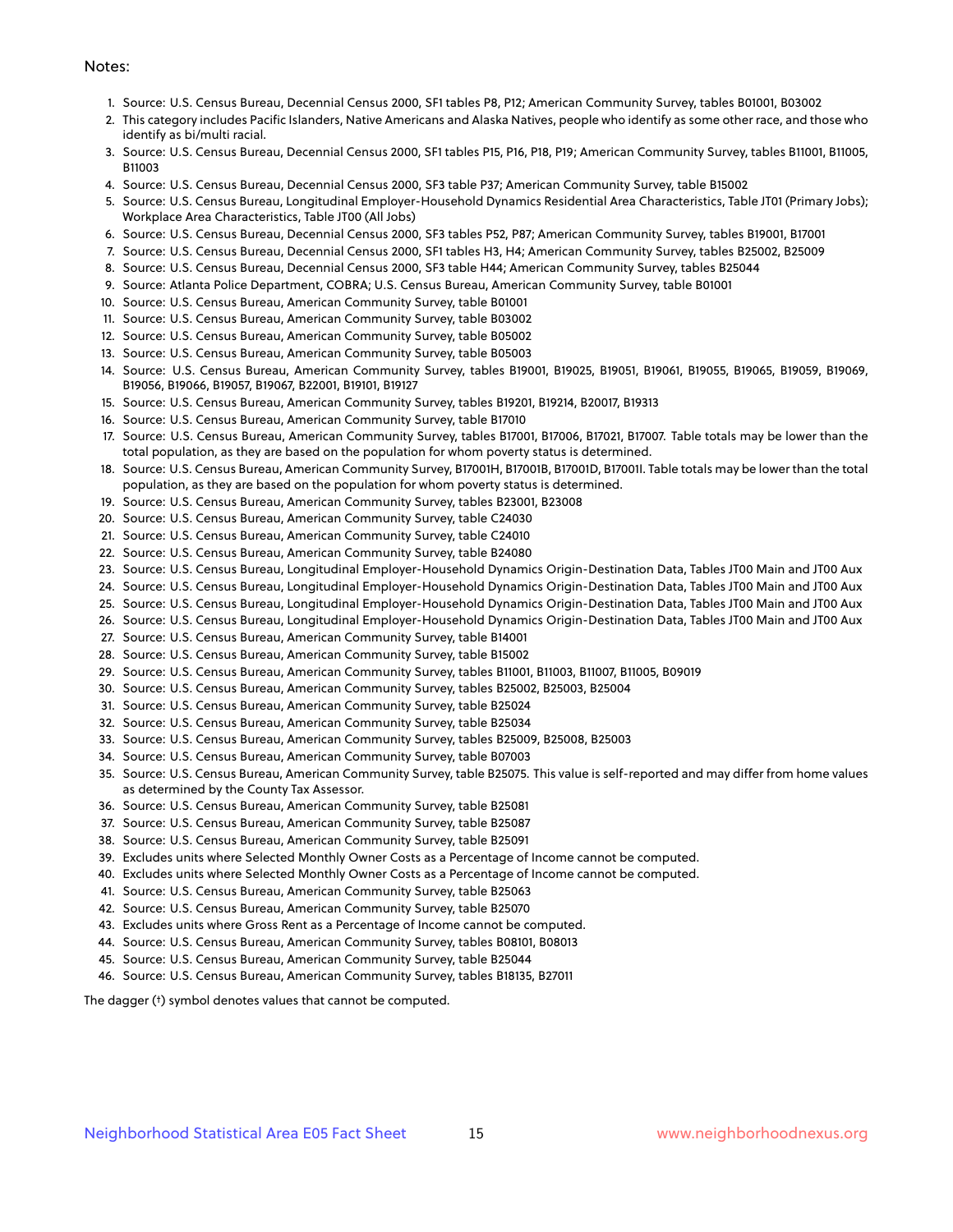Notes:

1. Source: U.S. Census Bureau, Decennial Census 2000, SF1 tables P8, P12; American Community Survey, tables B01001, B03002
2. This category includes Pacific Islanders, Native Americans and Alaska Natives, people who identify as some other race, and those who identify as bi/multi racial.
3. Source: U.S. Census Bureau, Decennial Census 2000, SF1 tables P15, P16, P18, P19; American Community Survey, tables B11001, B11005, B11003
4. Source: U.S. Census Bureau, Decennial Census 2000, SF3 table P37; American Community Survey, table B15002
5. Source: U.S. Census Bureau, Longitudinal Employer-Household Dynamics Residential Area Characteristics, Table JT01 (Primary Jobs); Workplace Area Characteristics, Table JT00 (All Jobs)
6. Source: U.S. Census Bureau, Decennial Census 2000, SF3 tables P52, P87; American Community Survey, tables B19001, B17001
7. Source: U.S. Census Bureau, Decennial Census 2000, SF1 tables H3, H4; American Community Survey, tables B25002, B25009
8. Source: U.S. Census Bureau, Decennial Census 2000, SF3 table H44; American Community Survey, tables B25044
9. Source: Atlanta Police Department, COBRA; U.S. Census Bureau, American Community Survey, table B01001
10. Source: U.S. Census Bureau, American Community Survey, table B01001
11. Source: U.S. Census Bureau, American Community Survey, table B03002
12. Source: U.S. Census Bureau, American Community Survey, table B05002
13. Source: U.S. Census Bureau, American Community Survey, table B05003
14. Source: U.S. Census Bureau, American Community Survey, tables B19001, B19025, B19051, B19061, B19055, B19065, B19059, B19069, B19056, B19066, B19057, B19067, B22001, B19101, B19127
15. Source: U.S. Census Bureau, American Community Survey, tables B19201, B19214, B20017, B19313
16. Source: U.S. Census Bureau, American Community Survey, table B17010
17. Source: U.S. Census Bureau, American Community Survey, tables B17001, B17006, B17021, B17007. Table totals may be lower than the total population, as they are based on the population for whom poverty status is determined.
18. Source: U.S. Census Bureau, American Community Survey, B17001H, B17001B, B17001D, B17001I. Table totals may be lower than the total population, as they are based on the population for whom poverty status is determined.
19. Source: U.S. Census Bureau, American Community Survey, tables B23001, B23008
20. Source: U.S. Census Bureau, American Community Survey, table C24030
21. Source: U.S. Census Bureau, American Community Survey, table C24010
22. Source: U.S. Census Bureau, American Community Survey, table B24080
23. Source: U.S. Census Bureau, Longitudinal Employer-Household Dynamics Origin-Destination Data, Tables JT00 Main and JT00 Aux
24. Source: U.S. Census Bureau, Longitudinal Employer-Household Dynamics Origin-Destination Data, Tables JT00 Main and JT00 Aux
25. Source: U.S. Census Bureau, Longitudinal Employer-Household Dynamics Origin-Destination Data, Tables JT00 Main and JT00 Aux
26. Source: U.S. Census Bureau, Longitudinal Employer-Household Dynamics Origin-Destination Data, Tables JT00 Main and JT00 Aux
27. Source: U.S. Census Bureau, American Community Survey, table B14001
28. Source: U.S. Census Bureau, American Community Survey, table B15002
29. Source: U.S. Census Bureau, American Community Survey, tables B11001, B11003, B11007, B11005, B09019
30. Source: U.S. Census Bureau, American Community Survey, tables B25002, B25003, B25004
31. Source: U.S. Census Bureau, American Community Survey, table B25024
32. Source: U.S. Census Bureau, American Community Survey, table B25034
33. Source: U.S. Census Bureau, American Community Survey, tables B25009, B25008, B25003
34. Source: U.S. Census Bureau, American Community Survey, table B07003
35. Source: U.S. Census Bureau, American Community Survey, table B25075. This value is self-reported and may differ from home values as determined by the County Tax Assessor.
36. Source: U.S. Census Bureau, American Community Survey, table B25081
37. Source: U.S. Census Bureau, American Community Survey, table B25087
38. Source: U.S. Census Bureau, American Community Survey, table B25091
39. Excludes units where Selected Monthly Owner Costs as a Percentage of Income cannot be computed.
40. Excludes units where Selected Monthly Owner Costs as a Percentage of Income cannot be computed.
41. Source: U.S. Census Bureau, American Community Survey, table B25063
42. Source: U.S. Census Bureau, American Community Survey, table B25070
43. Excludes units where Gross Rent as a Percentage of Income cannot be computed.
44. Source: U.S. Census Bureau, American Community Survey, tables B08101, B08013
45. Source: U.S. Census Bureau, American Community Survey, table B25044
46. Source: U.S. Census Bureau, American Community Survey, tables B18135, B27011

The dagger (†) symbol denotes values that cannot be computed.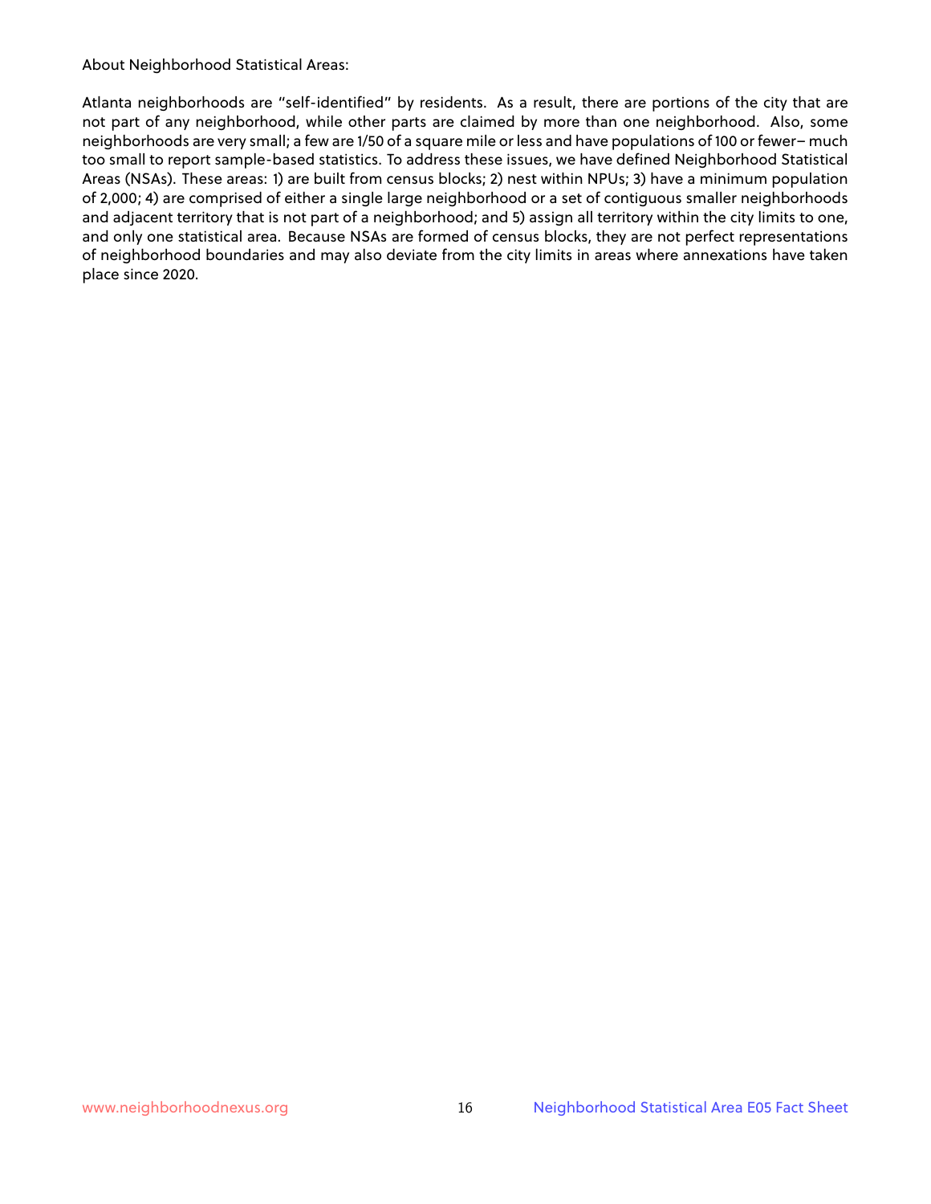About Neighborhood Statistical Areas:

Atlanta neighborhoods are "self-identified" by residents. As a result, there are portions of the city that are not part of any neighborhood, while other parts are claimed by more than one neighborhood. Also, some neighborhoods are very small; a few are 1/50 of a square mile or less and have populations of 100 or fewer– much too small to report sample-based statistics. To address these issues, we have defined Neighborhood Statistical Areas (NSAs). These areas: 1) are built from census blocks; 2) nest within NPUs; 3) have a minimum population of 2,000; 4) are comprised of either a single large neighborhood or a set of contiguous smaller neighborhoods and adjacent territory that is not part of a neighborhood; and 5) assign all territory within the city limits to one, and only one statistical area. Because NSAs are formed of census blocks, they are not perfect representations of neighborhood boundaries and may also deviate from the city limits in areas where annexations have taken place since 2020.